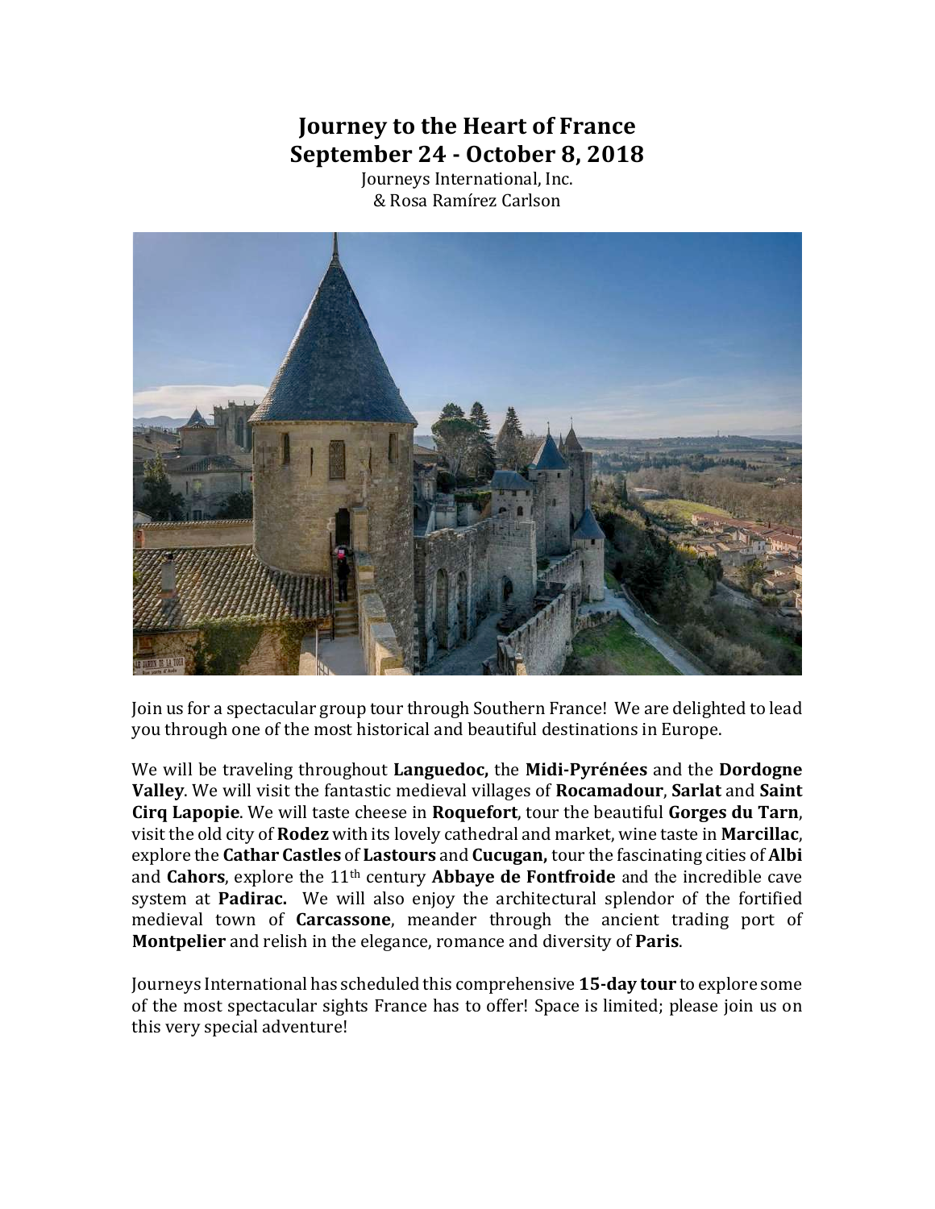# Journey to the Heart of France
## September 24 - October 8, 2018

Journeys International, Inc.
& Rosa Ramírez Carlson

Join us for a spectacular group tour through Southern France! We are delighted to lead you through one of the most historical and beautiful destinations in Europe.

We will be traveling throughout **Languedoc,** the **Midi-Pyrénées** and the **Dordogne Valley**. We will visit the fantastic medieval villages of **Rocamadour**, **Sarlat** and **Saint Cirq Lapopie**. We will taste cheese in **Roquefort**, tour the beautiful **Gorges du Tarn**, visit the old city of **Rodez** with its lovely cathedral and market, wine taste in **Marcillac**, explore the **Cathar Castles** of **Lastours** and **Cucugan,** tour the fascinating cities of **Albi** and **Cahors**, explore the 11th century **Abbaye de Fontfroide** and the incredible cave system at **Padirac.** We will also enjoy the architectural splendor of the fortified medieval town of **Carcassone**, meander through the ancient trading port of **Montpelier** and relish in the elegance, romance and diversity of **Paris**.

Journeys International has scheduled this comprehensive **15-day tour** to explore some of the most spectacular sights France has to offer! Space is limited; please join us on this very special adventure!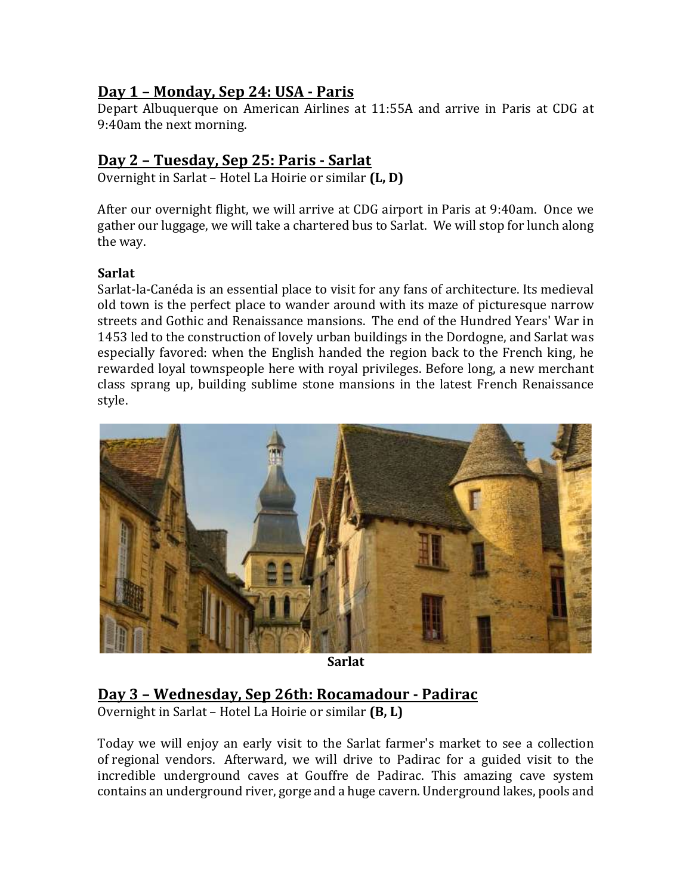## Day 1 – Monday, Sep 24: USA - Paris

Depart Albuquerque on American Airlines at 11:55A and arrive in Paris at CDG at 9:40am the next morning.

## Day 2 – Tuesday, Sep 25: Paris - Sarlat

Overnight in Sarlat – Hotel La Hoirie or similar **(L, D)**

After our overnight flight, we will arrive at CDG airport in Paris at 9:40am. Once we gather our luggage, we will take a chartered bus to Sarlat. We will stop for lunch along the way.

**Sarlat**

Sarlat-la-Canéda is an essential place to visit for any fans of architecture. Its medieval old town is the perfect place to wander around with its maze of picturesque narrow streets and Gothic and Renaissance mansions. The end of the Hundred Years' War in 1453 led to the construction of lovely urban buildings in the Dordogne, and Sarlat was especially favored: when the English handed the region back to the French king, he rewarded loyal townspeople here with royal privileges. Before long, a new merchant class sprang up, building sublime stone mansions in the latest French Renaissance style.

**Sarlat**

## Day 3 – Wednesday, Sep 26th: Rocamadour - Padirac

Overnight in Sarlat – Hotel La Hoirie or similar **(B, L)**

Today we will enjoy an early visit to the Sarlat farmer's market to see a collection of regional vendors. Afterward, we will drive to Padirac for a guided visit to the incredible underground caves at Gouffre de Padirac. This amazing cave system contains an underground river, gorge and a huge cavern. Underground lakes, pools and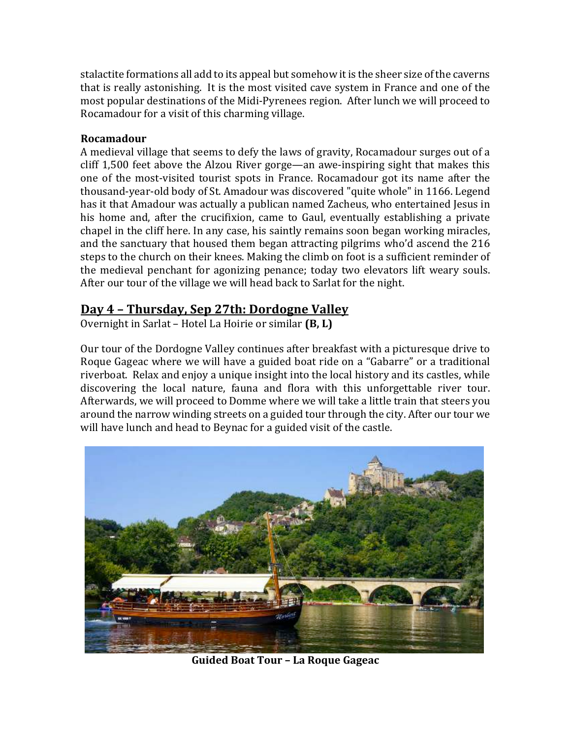stalactite formations all add to its appeal but somehow it is the sheer size of the caverns that is really astonishing. It is the most visited cave system in France and one of the most popular destinations of the Midi-Pyrenees region. After lunch we will proceed to Rocamadour for a visit of this charming village.

**Rocamadour**

A medieval village that seems to defy the laws of gravity, Rocamadour surges out of a cliff 1,500 feet above the Alzou River gorge—an awe-inspiring sight that makes this one of the most-visited tourist spots in France. Rocamadour got its name after the thousand-year-old body of St. Amadour was discovered "quite whole" in 1166. Legend has it that Amadour was actually a publican named Zacheus, who entertained Jesus in his home and, after the crucifixion, came to Gaul, eventually establishing a private chapel in the cliff here. In any case, his saintly remains soon began working miracles, and the sanctuary that housed them began attracting pilgrims who'd ascend the 216 steps to the church on their knees. Making the climb on foot is a sufficient reminder of the medieval penchant for agonizing penance; today two elevators lift weary souls. After our tour of the village we will head back to Sarlat for the night.

## Day 4 – Thursday, Sep 27th: Dordogne Valley

Overnight in Sarlat – Hotel La Hoirie or similar **(B, L)**

Our tour of the Dordogne Valley continues after breakfast with a picturesque drive to Roque Gageac where we will have a guided boat ride on a "Gabarre" or a traditional riverboat. Relax and enjoy a unique insight into the local history and its castles, while discovering the local nature, fauna and flora with this unforgettable river tour. Afterwards, we will proceed to Domme where we will take a little train that steers you around the narrow winding streets on a guided tour through the city. After our tour we will have lunch and head to Beynac for a guided visit of the castle.

**Guided Boat Tour – La Roque Gageac**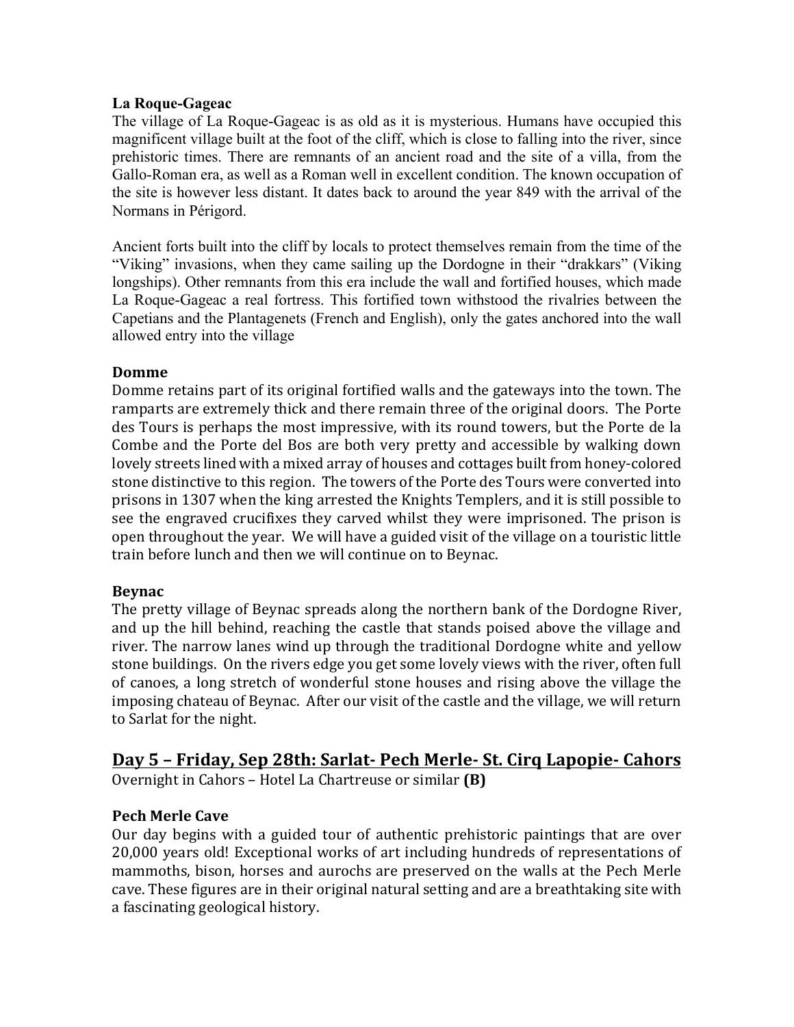### La Roque-Gageac

The village of La Roque-Gageac is as old as it is mysterious. Humans have occupied this magnificent village built at the foot of the cliff, which is close to falling into the river, since prehistoric times. There are remnants of an ancient road and the site of a villa, from the Gallo-Roman era, as well as a Roman well in excellent condition. The known occupation of the site is however less distant. It dates back to around the year 849 with the arrival of the Normans in Périgord.

Ancient forts built into the cliff by locals to protect themselves remain from the time of the "Viking" invasions, when they came sailing up the Dordogne in their "drakkars" (Viking longships). Other remnants from this era include the wall and fortified houses, which made La Roque-Gageac a real fortress. This fortified town withstood the rivalries between the Capetians and the Plantagenets (French and English), only the gates anchored into the wall allowed entry into the village

### Domme

Domme retains part of its original fortified walls and the gateways into the town. The ramparts are extremely thick and there remain three of the original doors. The Porte des Tours is perhaps the most impressive, with its round towers, but the Porte de la Combe and the Porte del Bos are both very pretty and accessible by walking down lovely streets lined with a mixed array of houses and cottages built from honey-colored stone distinctive to this region. The towers of the Porte des Tours were converted into prisons in 1307 when the king arrested the Knights Templers, and it is still possible to see the engraved crucifixes they carved whilst they were imprisoned. The prison is open throughout the year. We will have a guided visit of the village on a touristic little train before lunch and then we will continue on to Beynac.

### Beynac

The pretty village of Beynac spreads along the northern bank of the Dordogne River, and up the hill behind, reaching the castle that stands poised above the village and river. The narrow lanes wind up through the traditional Dordogne white and yellow stone buildings. On the rivers edge you get some lovely views with the river, often full of canoes, a long stretch of wonderful stone houses and rising above the village the imposing chateau of Beynac. After our visit of the castle and the village, we will return to Sarlat for the night.

## Day 5 – Friday, Sep 28th: Sarlat- Pech Merle- St. Cirq Lapopie- Cahors

Overnight in Cahors – Hotel La Chartreuse or similar **(B)**

### Pech Merle Cave

Our day begins with a guided tour of authentic prehistoric paintings that are over 20,000 years old! Exceptional works of art including hundreds of representations of mammoths, bison, horses and aurochs are preserved on the walls at the Pech Merle cave. These figures are in their original natural setting and are a breathtaking site with a fascinating geological history.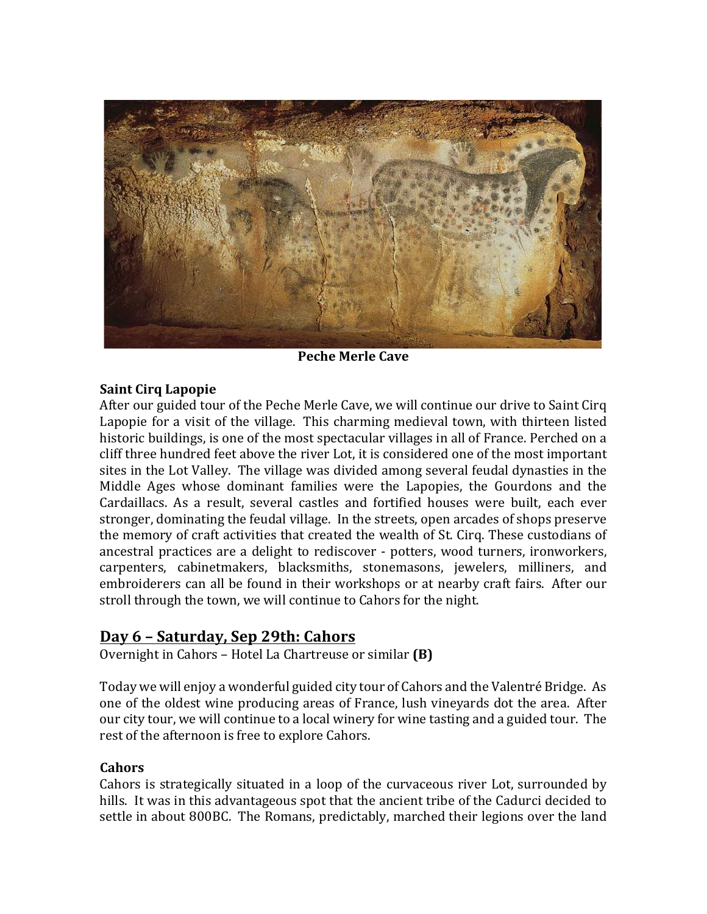**Peche Merle Cave**

**Saint Cirq Lapopie**

After our guided tour of the Peche Merle Cave, we will continue our drive to Saint Cirq Lapopie for a visit of the village. This charming medieval town, with thirteen listed historic buildings, is one of the most spectacular villages in all of France. Perched on a cliff three hundred feet above the river Lot, it is considered one of the most important sites in the Lot Valley. The village was divided among several feudal dynasties in the Middle Ages whose dominant families were the Lapopies, the Gourdons and the Cardaillacs. As a result, several castles and fortified houses were built, each ever stronger, dominating the feudal village. In the streets, open arcades of shops preserve the memory of craft activities that created the wealth of St. Cirq. These custodians of ancestral practices are a delight to rediscover - potters, wood turners, ironworkers, carpenters, cabinetmakers, blacksmiths, stonemasons, jewelers, milliners, and embroiderers can all be found in their workshops or at nearby craft fairs. After our stroll through the town, we will continue to Cahors for the night.

## Day 6 – Saturday, Sep 29th: Cahors

Overnight in Cahors – Hotel La Chartreuse or similar **(B)**

Today we will enjoy a wonderful guided city tour of Cahors and the Valentré Bridge. As one of the oldest wine producing areas of France, lush vineyards dot the area. After our city tour, we will continue to a local winery for wine tasting and a guided tour. The rest of the afternoon is free to explore Cahors.

**Cahors**

Cahors is strategically situated in a loop of the curvaceous river Lot, surrounded by hills. It was in this advantageous spot that the ancient tribe of the Cadurci decided to settle in about 800BC. The Romans, predictably, marched their legions over the land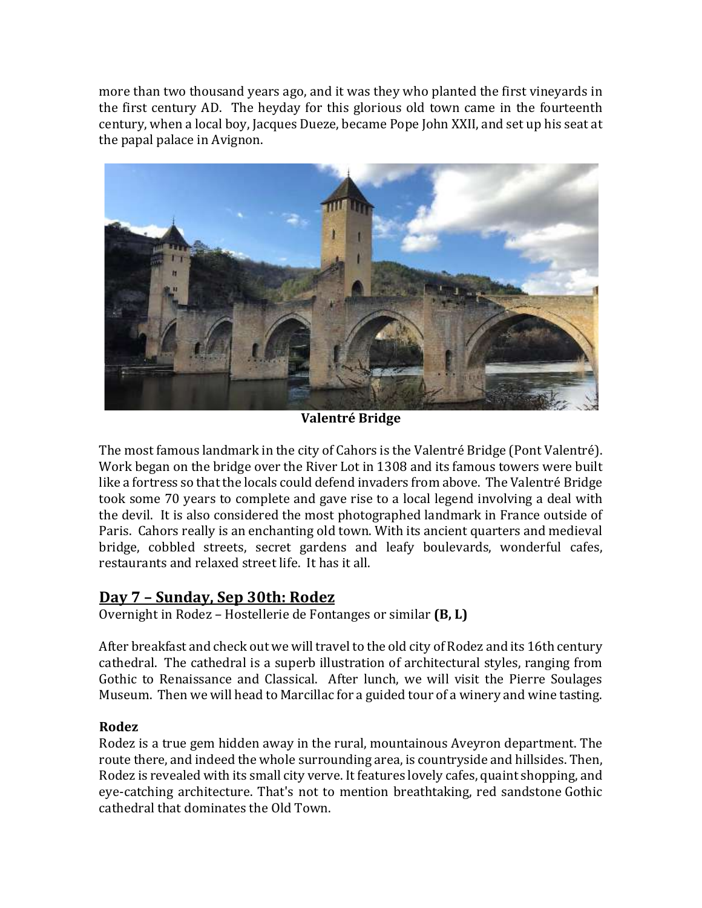more than two thousand years ago, and it was they who planted the first vineyards in the first century AD. The heyday for this glorious old town came in the fourteenth century, when a local boy, Jacques Dueze, became Pope John XXII, and set up his seat at the papal palace in Avignon.

**Valentré Bridge**

The most famous landmark in the city of Cahors is the Valentré Bridge (Pont Valentré). Work began on the bridge over the River Lot in 1308 and its famous towers were built like a fortress so that the locals could defend invaders from above. The Valentré Bridge took some 70 years to complete and gave rise to a local legend involving a deal with the devil. It is also considered the most photographed landmark in France outside of Paris. Cahors really is an enchanting old town. With its ancient quarters and medieval bridge, cobbled streets, secret gardens and leafy boulevards, wonderful cafes, restaurants and relaxed street life. It has it all.

## Day 7 – Sunday, Sep 30th: Rodez

Overnight in Rodez – Hostellerie de Fontanges or similar **(B, L)**

After breakfast and check out we will travel to the old city of Rodez and its 16th century cathedral. The cathedral is a superb illustration of architectural styles, ranging from Gothic to Renaissance and Classical. After lunch, we will visit the Pierre Soulages Museum. Then we will head to Marcillac for a guided tour of a winery and wine tasting.

**Rodez**

Rodez is a true gem hidden away in the rural, mountainous Aveyron department. The route there, and indeed the whole surrounding area, is countryside and hillsides. Then, Rodez is revealed with its small city verve. It features lovely cafes, quaint shopping, and eye-catching architecture. That's not to mention breathtaking, red sandstone Gothic cathedral that dominates the Old Town.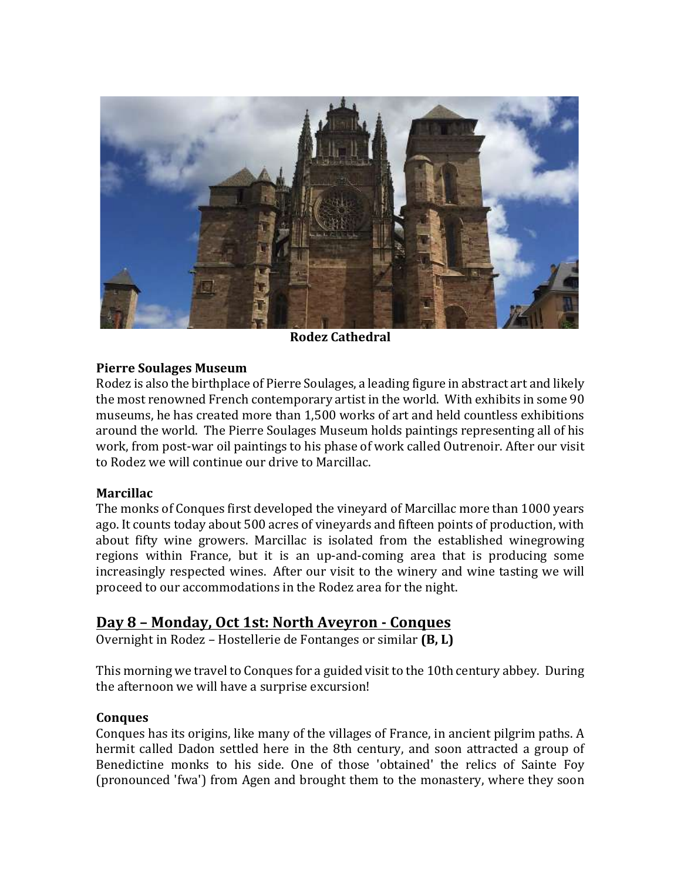**Rodez Cathedral**

**Pierre Soulages Museum**

Rodez is also the birthplace of Pierre Soulages, a leading figure in abstract art and likely the most renowned French contemporary artist in the world. With exhibits in some 90 museums, he has created more than 1,500 works of art and held countless exhibitions around the world. The Pierre Soulages Museum holds paintings representing all of his work, from post-war oil paintings to his phase of work called Outrenoir. After our visit to Rodez we will continue our drive to Marcillac.

**Marcillac**

The monks of Conques first developed the vineyard of Marcillac more than 1000 years ago. It counts today about 500 acres of vineyards and fifteen points of production, with about fifty wine growers. Marcillac is isolated from the established winegrowing regions within France, but it is an up-and-coming area that is producing some increasingly respected wines. After our visit to the winery and wine tasting we will proceed to our accommodations in the Rodez area for the night.

## Day 8 – Monday, Oct 1st: North Aveyron - Conques

Overnight in Rodez – Hostellerie de Fontanges or similar **(B, L)**

This morning we travel to Conques for a guided visit to the 10th century abbey. During the afternoon we will have a surprise excursion!

**Conques**

Conques has its origins, like many of the villages of France, in ancient pilgrim paths. A hermit called Dadon settled here in the 8th century, and soon attracted a group of Benedictine monks to his side. One of those 'obtained' the relics of Sainte Foy (pronounced 'fwa') from Agen and brought them to the monastery, where they soon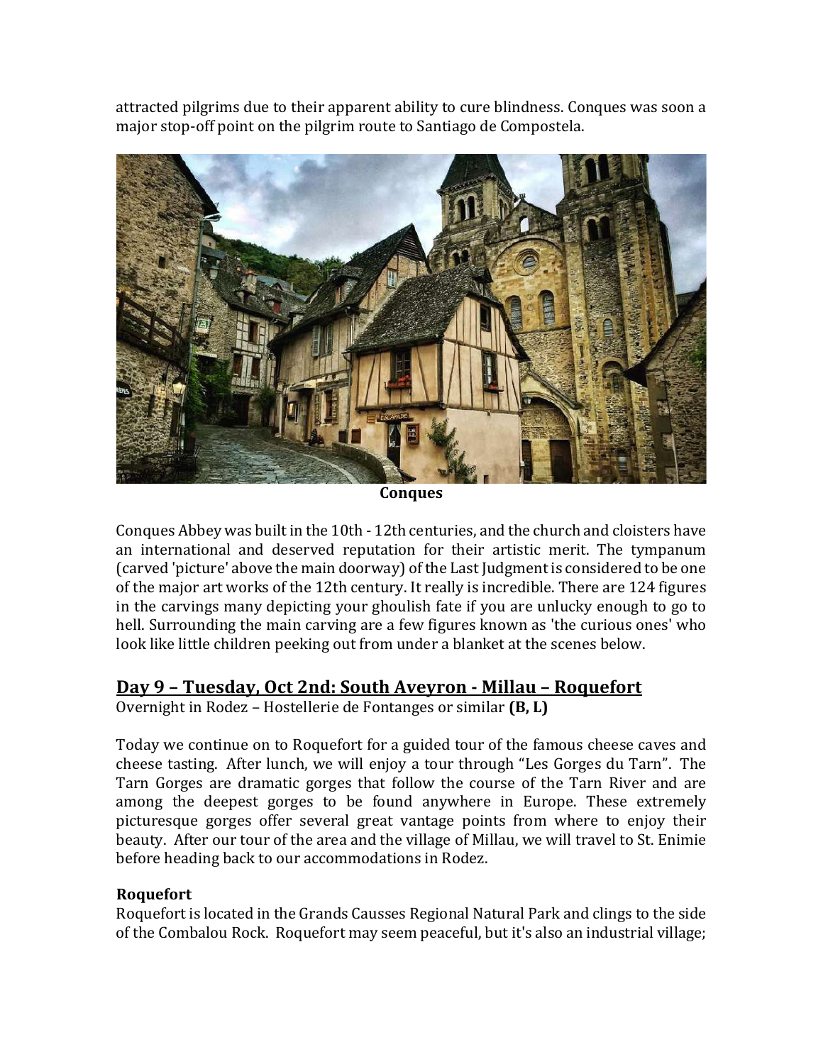attracted pilgrims due to their apparent ability to cure blindness. Conques was soon a major stop-off point on the pilgrim route to Santiago de Compostela.

**Conques**

Conques Abbey was built in the 10th - 12th centuries, and the church and cloisters have an international and deserved reputation for their artistic merit. The tympanum (carved 'picture' above the main doorway) of the Last Judgment is considered to be one of the major art works of the 12th century. It really is incredible. There are 124 figures in the carvings many depicting your ghoulish fate if you are unlucky enough to go to hell. Surrounding the main carving are a few figures known as 'the curious ones' who look like little children peeking out from under a blanket at the scenes below.

## Day 9 – Tuesday, Oct 2nd: South Aveyron - Millau – Roquefort

Overnight in Rodez – Hostellerie de Fontanges or similar **(B, L)**

Today we continue on to Roquefort for a guided tour of the famous cheese caves and cheese tasting. After lunch, we will enjoy a tour through "Les Gorges du Tarn". The Tarn Gorges are dramatic gorges that follow the course of the Tarn River and are among the deepest gorges to be found anywhere in Europe. These extremely picturesque gorges offer several great vantage points from where to enjoy their beauty. After our tour of the area and the village of Millau, we will travel to St. Enimie before heading back to our accommodations in Rodez.

### Roquefort

Roquefort is located in the Grands Causses Regional Natural Park and clings to the side of the Combalou Rock. Roquefort may seem peaceful, but it's also an industrial village;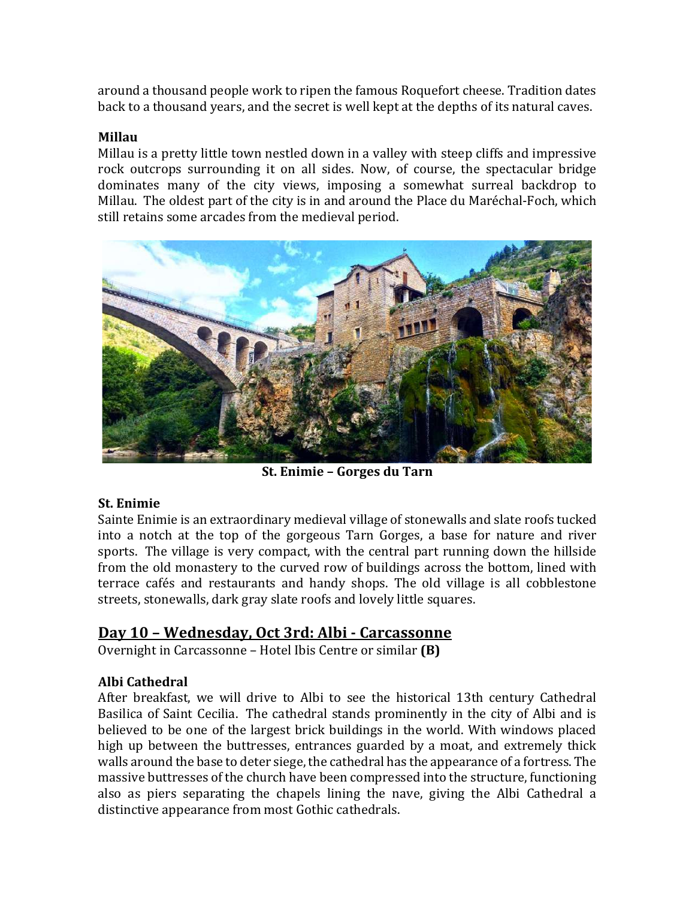around a thousand people work to ripen the famous Roquefort cheese. Tradition dates back to a thousand years, and the secret is well kept at the depths of its natural caves.

**Millau**
Millau is a pretty little town nestled down in a valley with steep cliffs and impressive rock outcrops surrounding it on all sides. Now, of course, the spectacular bridge dominates many of the city views, imposing a somewhat surreal backdrop to Millau. The oldest part of the city is in and around the Place du Maréchal-Foch, which still retains some arcades from the medieval period.

**St. Enimie – Gorges du Tarn**

**St. Enimie**
Sainte Enimie is an extraordinary medieval village of stonewalls and slate roofs tucked into a notch at the top of the gorgeous Tarn Gorges, a base for nature and river sports. The village is very compact, with the central part running down the hillside from the old monastery to the curved row of buildings across the bottom, lined with terrace cafés and restaurants and handy shops. The old village is all cobblestone streets, stonewalls, dark gray slate roofs and lovely little squares.

## Day 10 – Wednesday, Oct 3rd: Albi - Carcassonne

Overnight in Carcassonne – Hotel Ibis Centre or similar **(B)**

**Albi Cathedral**
After breakfast, we will drive to Albi to see the historical 13th century Cathedral Basilica of Saint Cecilia. The cathedral stands prominently in the city of Albi and is believed to be one of the largest brick buildings in the world. With windows placed high up between the buttresses, entrances guarded by a moat, and extremely thick walls around the base to deter siege, the cathedral has the appearance of a fortress. The massive buttresses of the church have been compressed into the structure, functioning also as piers separating the chapels lining the nave, giving the Albi Cathedral a distinctive appearance from most Gothic cathedrals.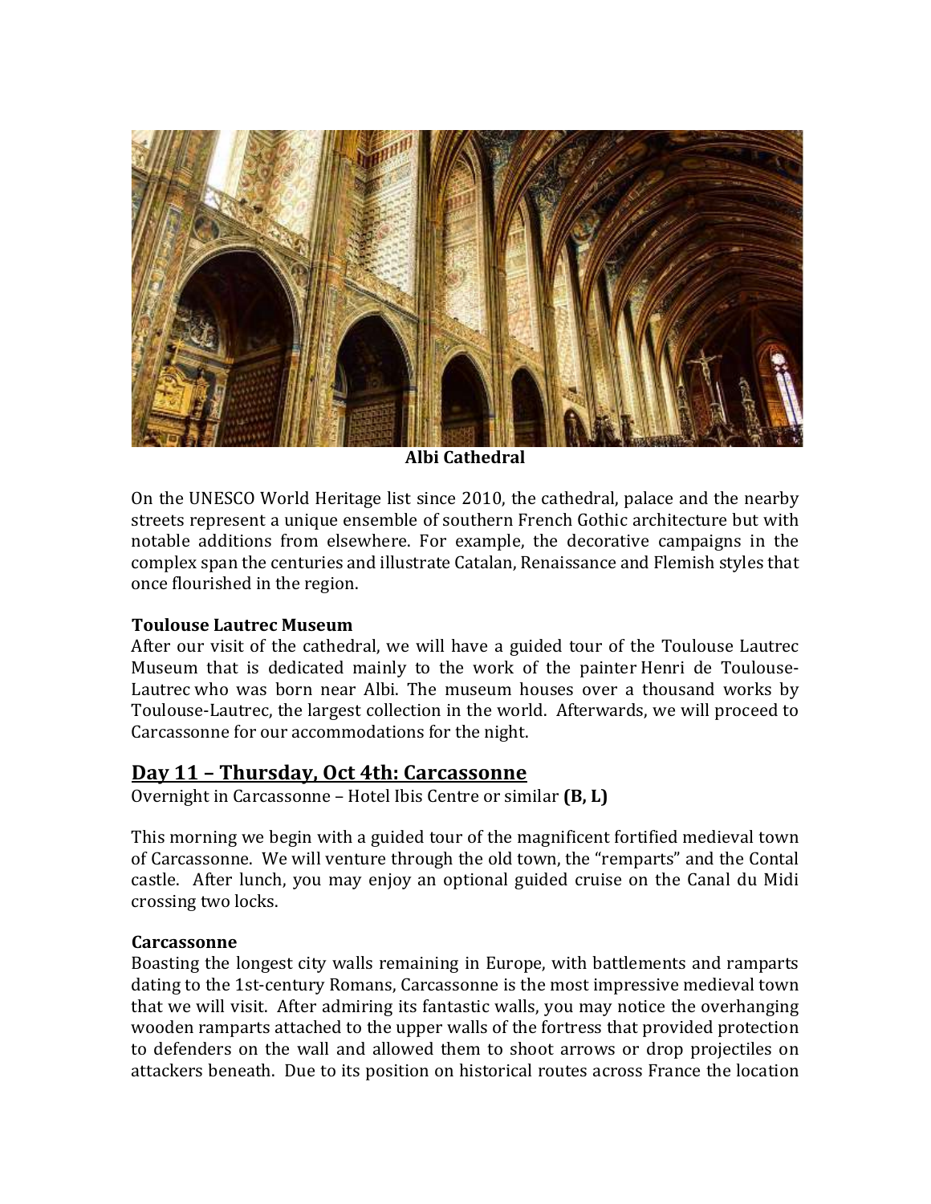**Albi Cathedral**

On the UNESCO World Heritage list since 2010, the cathedral, palace and the nearby streets represent a unique ensemble of southern French Gothic architecture but with notable additions from elsewhere. For example, the decorative campaigns in the complex span the centuries and illustrate Catalan, Renaissance and Flemish styles that once flourished in the region.

**Toulouse Lautrec Museum**

After our visit of the cathedral, we will have a guided tour of the Toulouse Lautrec Museum that is dedicated mainly to the work of the painter Henri de Toulouse-Lautrec who was born near Albi. The museum houses over a thousand works by Toulouse-Lautrec, the largest collection in the world. Afterwards, we will proceed to Carcassonne for our accommodations for the night.

## Day 11 – Thursday, Oct 4th: Carcassonne

Overnight in Carcassonne – Hotel Ibis Centre or similar **(B, L)**

This morning we begin with a guided tour of the magnificent fortified medieval town of Carcassonne. We will venture through the old town, the "remparts" and the Contal castle. After lunch, you may enjoy an optional guided cruise on the Canal du Midi crossing two locks.

**Carcassonne**

Boasting the longest city walls remaining in Europe, with battlements and ramparts dating to the 1st-century Romans, Carcassonne is the most impressive medieval town that we will visit. After admiring its fantastic walls, you may notice the overhanging wooden ramparts attached to the upper walls of the fortress that provided protection to defenders on the wall and allowed them to shoot arrows or drop projectiles on attackers beneath. Due to its position on historical routes across France the location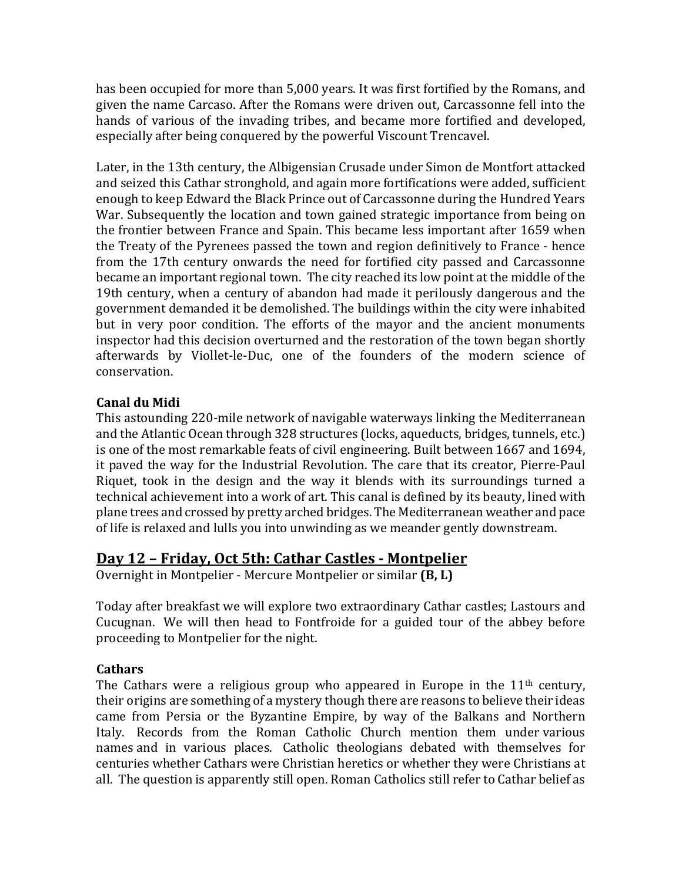has been occupied for more than 5,000 years. It was first fortified by the Romans, and given the name Carcaso. After the Romans were driven out, Carcassonne fell into the hands of various of the invading tribes, and became more fortified and developed, especially after being conquered by the powerful Viscount Trencavel.

Later, in the 13th century, the Albigensian Crusade under Simon de Montfort attacked and seized this Cathar stronghold, and again more fortifications were added, sufficient enough to keep Edward the Black Prince out of Carcassonne during the Hundred Years War. Subsequently the location and town gained strategic importance from being on the frontier between France and Spain. This became less important after 1659 when the Treaty of the Pyrenees passed the town and region definitively to France - hence from the 17th century onwards the need for fortified city passed and Carcassonne became an important regional town. The city reached its low point at the middle of the 19th century, when a century of abandon had made it perilously dangerous and the government demanded it be demolished. The buildings within the city were inhabited but in very poor condition. The efforts of the mayor and the ancient monuments inspector had this decision overturned and the restoration of the town began shortly afterwards by Viollet-le-Duc, one of the founders of the modern science of conservation.

**Canal du Midi**

This astounding 220-mile network of navigable waterways linking the Mediterranean and the Atlantic Ocean through 328 structures (locks, aqueducts, bridges, tunnels, etc.) is one of the most remarkable feats of civil engineering. Built between 1667 and 1694, it paved the way for the Industrial Revolution. The care that its creator, Pierre-Paul Riquet, took in the design and the way it blends with its surroundings turned a technical achievement into a work of art. This canal is defined by its beauty, lined with plane trees and crossed by pretty arched bridges. The Mediterranean weather and pace of life is relaxed and lulls you into unwinding as we meander gently downstream.

## Day 12 – Friday, Oct 5th: Cathar Castles - Montpelier

Overnight in Montpelier - Mercure Montpelier or similar **(B, L)**

Today after breakfast we will explore two extraordinary Cathar castles; Lastours and Cucugnan. We will then head to Fontfroide for a guided tour of the abbey before proceeding to Montpelier for the night.

**Cathars**

The Cathars were a religious group who appeared in Europe in the 11th century, their origins are something of a mystery though there are reasons to believe their ideas came from Persia or the Byzantine Empire, by way of the Balkans and Northern Italy. Records from the Roman Catholic Church mention them under various names and in various places. Catholic theologians debated with themselves for centuries whether Cathars were Christian heretics or whether they were Christians at all. The question is apparently still open. Roman Catholics still refer to Cathar belief as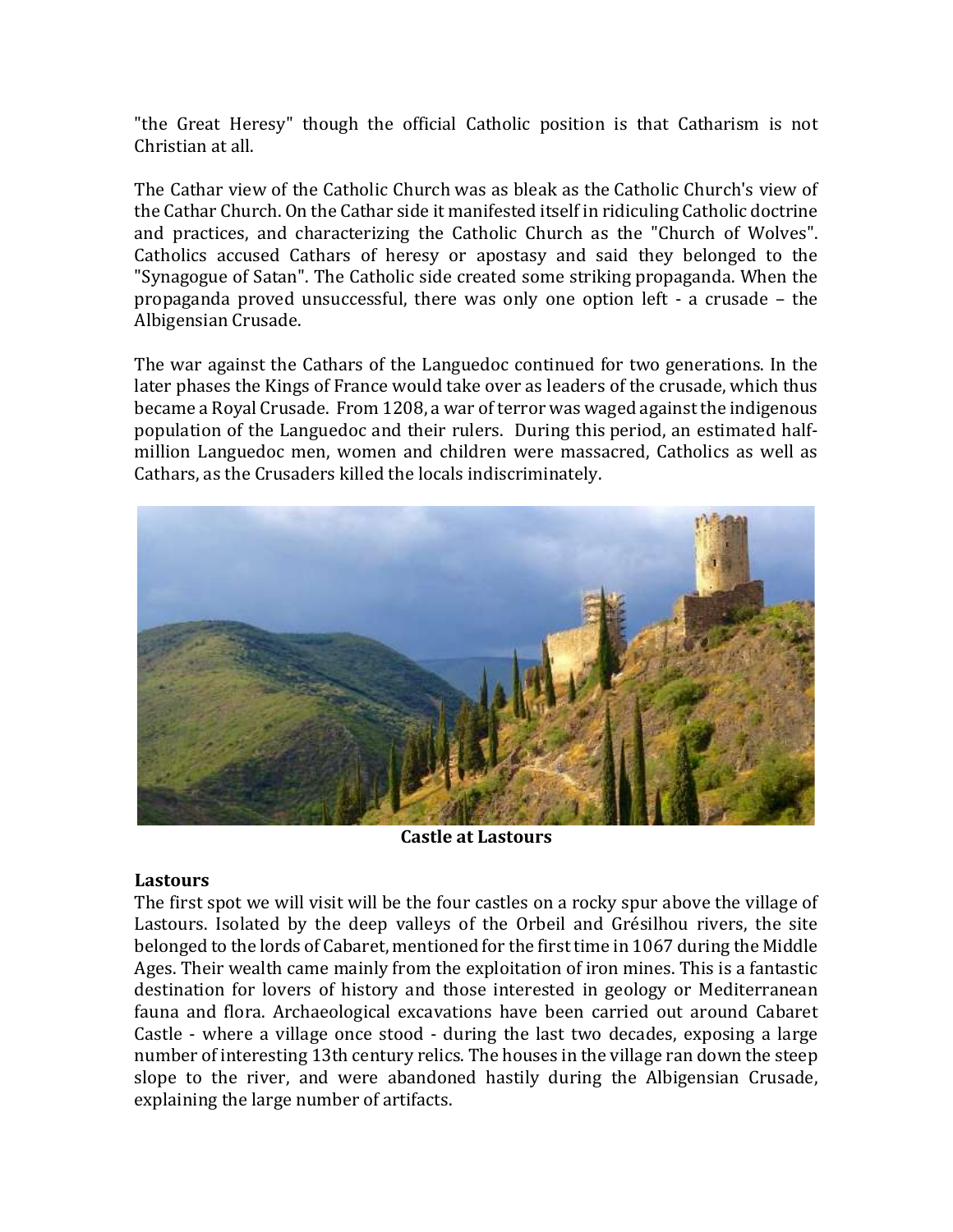"the Great Heresy" though the official Catholic position is that Catharism is not Christian at all.

The Cathar view of the Catholic Church was as bleak as the Catholic Church's view of the Cathar Church. On the Cathar side it manifested itself in ridiculing Catholic doctrine and practices, and characterizing the Catholic Church as the "Church of Wolves". Catholics accused Cathars of heresy or apostasy and said they belonged to the "Synagogue of Satan". The Catholic side created some striking propaganda. When the propaganda proved unsuccessful, there was only one option left - a crusade – the Albigensian Crusade.

The war against the Cathars of the Languedoc continued for two generations. In the later phases the Kings of France would take over as leaders of the crusade, which thus became a Royal Crusade. From 1208, a war of terror was waged against the indigenous population of the Languedoc and their rulers. During this period, an estimated half-million Languedoc men, women and children were massacred, Catholics as well as Cathars, as the Crusaders killed the locals indiscriminately.

**Castle at Lastours**

**Lastours**
The first spot we will visit will be the four castles on a rocky spur above the village of Lastours. Isolated by the deep valleys of the Orbeil and Grésilhou rivers, the site belonged to the lords of Cabaret, mentioned for the first time in 1067 during the Middle Ages. Their wealth came mainly from the exploitation of iron mines. This is a fantastic destination for lovers of history and those interested in geology or Mediterranean fauna and flora. Archaeological excavations have been carried out around Cabaret Castle - where a village once stood - during the last two decades, exposing a large number of interesting 13th century relics. The houses in the village ran down the steep slope to the river, and were abandoned hastily during the Albigensian Crusade, explaining the large number of artifacts.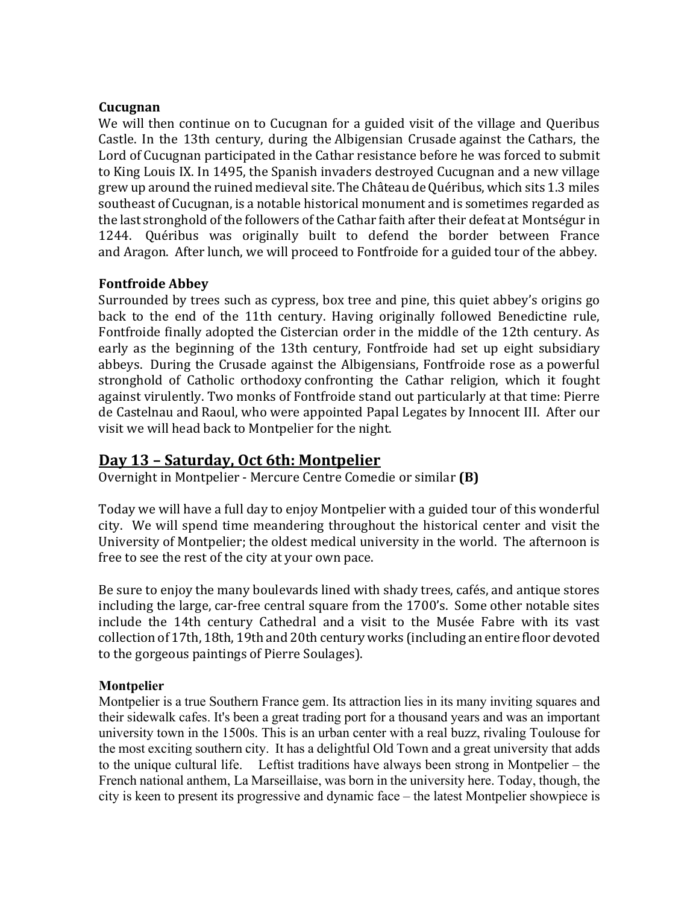**Cucugnan**

We will then continue on to Cucugnan for a guided visit of the village and Queribus Castle. In the 13th century, during the Albigensian Crusade against the Cathars, the Lord of Cucugnan participated in the Cathar resistance before he was forced to submit to King Louis IX. In 1495, the Spanish invaders destroyed Cucugnan and a new village grew up around the ruined medieval site. The Château de Quéribus, which sits 1.3 miles southeast of Cucugnan, is a notable historical monument and is sometimes regarded as the last stronghold of the followers of the Cathar faith after their defeat at Montségur in 1244. Quéribus was originally built to defend the border between France and Aragon. After lunch, we will proceed to Fontfroide for a guided tour of the abbey.

**Fontfroide Abbey**

Surrounded by trees such as cypress, box tree and pine, this quiet abbey's origins go back to the end of the 11th century. Having originally followed Benedictine rule, Fontfroide finally adopted the Cistercian order in the middle of the 12th century. As early as the beginning of the 13th century, Fontfroide had set up eight subsidiary abbeys. During the Crusade against the Albigensians, Fontfroide rose as a powerful stronghold of Catholic orthodoxy confronting the Cathar religion, which it fought against virulently. Two monks of Fontfroide stand out particularly at that time: Pierre de Castelnau and Raoul, who were appointed Papal Legates by Innocent III. After our visit we will head back to Montpelier for the night.

## Day 13 – Saturday, Oct 6th: Montpelier

Overnight in Montpelier - Mercure Centre Comedie or similar **(B)**

Today we will have a full day to enjoy Montpelier with a guided tour of this wonderful city. We will spend time meandering throughout the historical center and visit the University of Montpelier; the oldest medical university in the world. The afternoon is free to see the rest of the city at your own pace.

Be sure to enjoy the many boulevards lined with shady trees, cafés, and antique stores including the large, car-free central square from the 1700's. Some other notable sites include the 14th century Cathedral and a visit to the Musée Fabre with its vast collection of 17th, 18th, 19th and 20th century works (including an entire floor devoted to the gorgeous paintings of Pierre Soulages).

**Montpelier**

Montpelier is a true Southern France gem. Its attraction lies in its many inviting squares and their sidewalk cafes. It's been a great trading port for a thousand years and was an important university town in the 1500s. This is an urban center with a real buzz, rivaling Toulouse for the most exciting southern city. It has a delightful Old Town and a great university that adds to the unique cultural life. Leftist traditions have always been strong in Montpelier – the French national anthem, La Marseillaise, was born in the university here. Today, though, the city is keen to present its progressive and dynamic face – the latest Montpelier showpiece is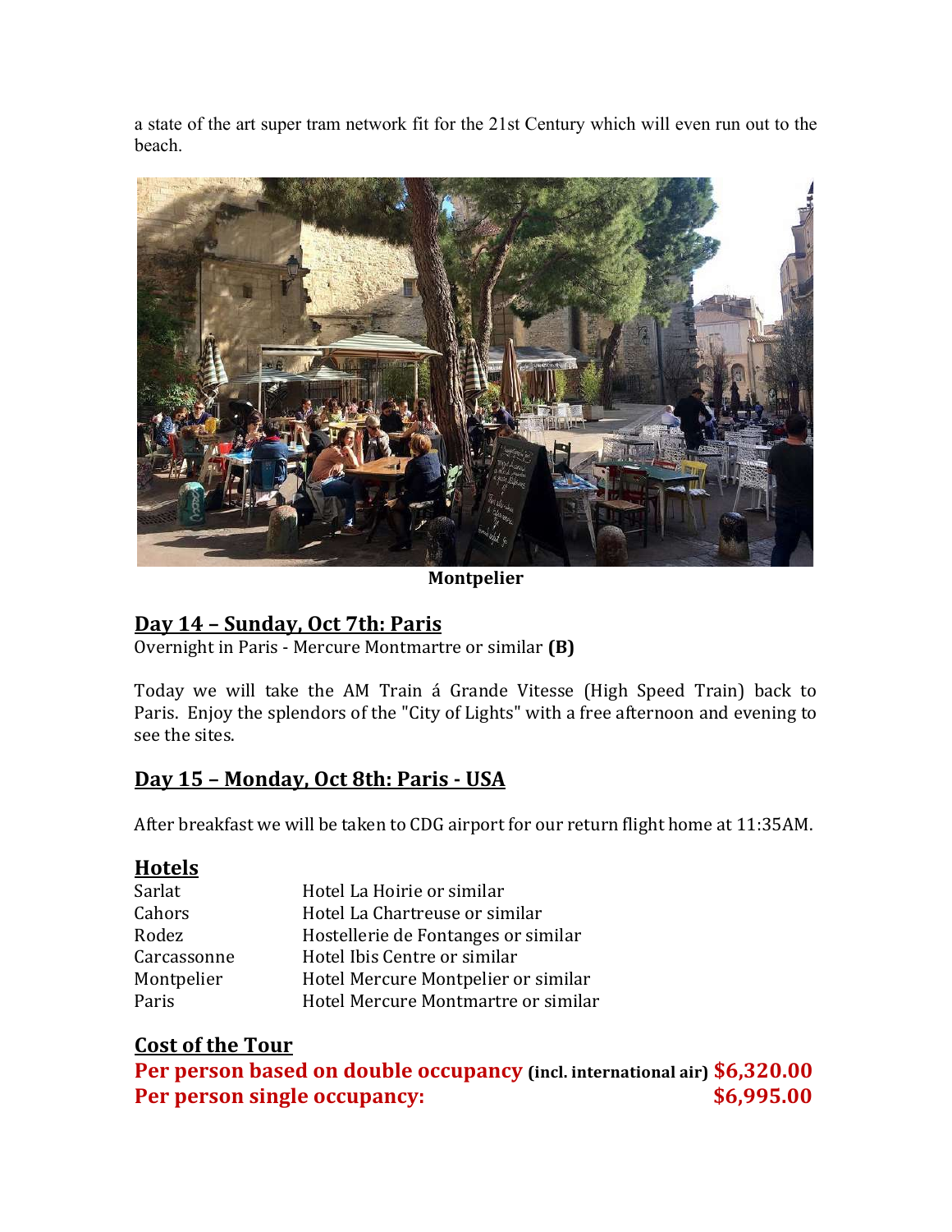a state of the art super tram network fit for the 21st Century which will even run out to the beach.

**Montpelier**

## Day 14 – Sunday, Oct 7th: Paris

Overnight in Paris - Mercure Montmartre or similar **(B)**

Today we will take the AM Train á Grande Vitesse (High Speed Train) back to Paris. Enjoy the splendors of the "City of Lights" with a free afternoon and evening to see the sites.

## Day 15 – Monday, Oct 8th: Paris - USA

After breakfast we will be taken to CDG airport for our return flight home at 11:35AM.

## Hotels

| | |
|---|---|
| Sarlat | Hotel La Hoirie or similar |
| Cahors | Hotel La Chartreuse or similar |
| Rodez | Hostellerie de Fontanges or similar |
| Carcassonne | Hotel Ibis Centre or similar |
| Montpelier | Hotel Mercure Montpelier or similar |
| Paris | Hotel Mercure Montmartre or similar |

## Cost of the Tour

**Per person based on double occupancy (incl. international air) $6,320.00**

**Per person single occupancy: $6,995.00**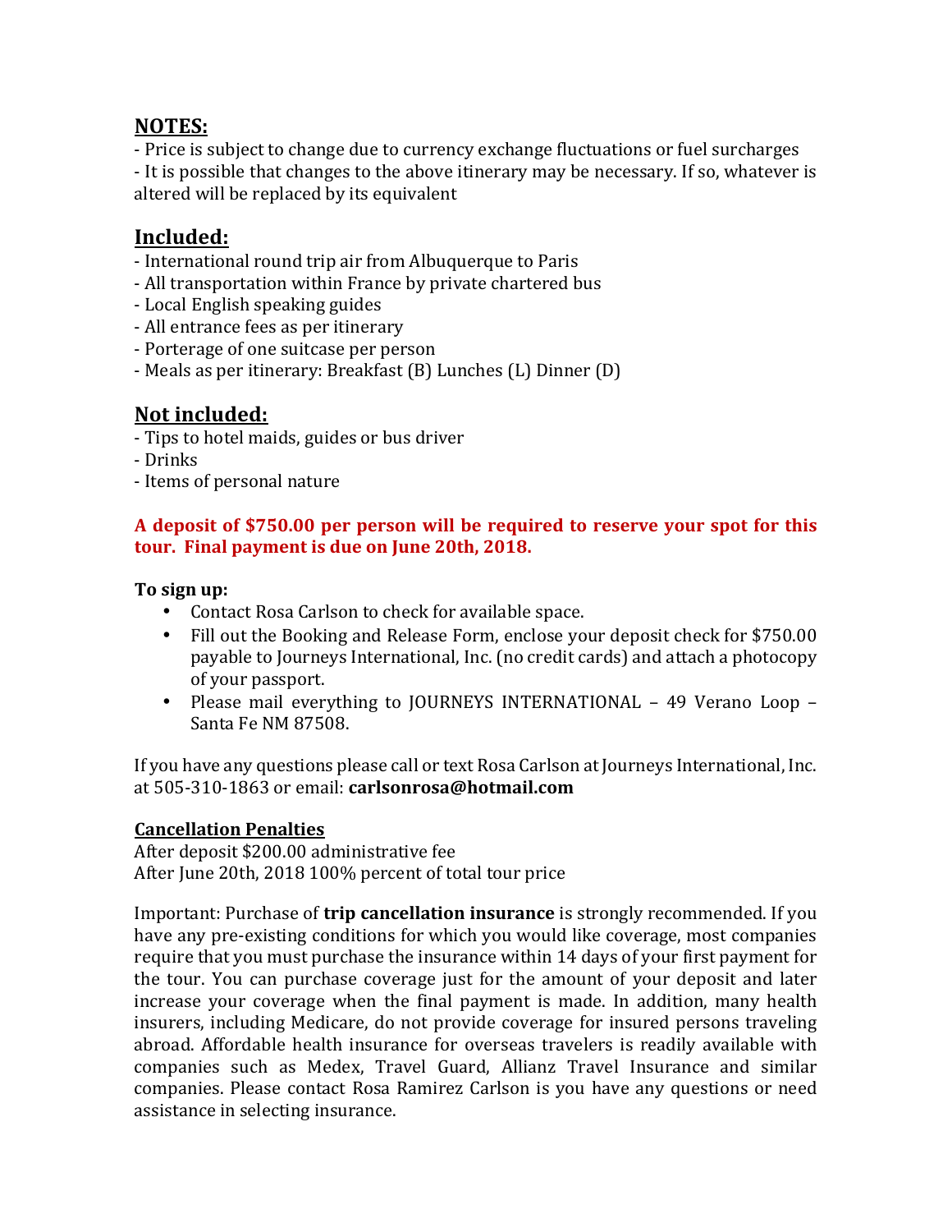## NOTES:

- Price is subject to change due to currency exchange fluctuations or fuel surcharges
- It is possible that changes to the above itinerary may be necessary. If so, whatever is altered will be replaced by its equivalent

## Included:

- International round trip air from Albuquerque to Paris
- All transportation within France by private chartered bus
- Local English speaking guides
- All entrance fees as per itinerary
- Porterage of one suitcase per person
- Meals as per itinerary: Breakfast (B) Lunches (L) Dinner (D)

## Not included:

- Tips to hotel maids, guides or bus driver
- Drinks
- Items of personal nature

**A deposit of $750.00 per person will be required to reserve your spot for this tour. Final payment is due on June 20th, 2018.**

**To sign up:**

- Contact Rosa Carlson to check for available space.
- Fill out the Booking and Release Form, enclose your deposit check for $750.00 payable to Journeys International, Inc. (no credit cards) and attach a photocopy of your passport.
- Please mail everything to JOURNEYS INTERNATIONAL – 49 Verano Loop – Santa Fe NM 87508.

If you have any questions please call or text Rosa Carlson at Journeys International, Inc. at 505-310-1863 or email: **carlsonrosa@hotmail.com**

### Cancellation Penalties

After deposit $200.00 administrative fee
After June 20th, 2018 100% percent of total tour price

Important: Purchase of **trip cancellation insurance** is strongly recommended. If you have any pre-existing conditions for which you would like coverage, most companies require that you must purchase the insurance within 14 days of your first payment for the tour. You can purchase coverage just for the amount of your deposit and later increase your coverage when the final payment is made. In addition, many health insurers, including Medicare, do not provide coverage for insured persons traveling abroad. Affordable health insurance for overseas travelers is readily available with companies such as Medex, Travel Guard, Allianz Travel Insurance and similar companies. Please contact Rosa Ramirez Carlson is you have any questions or need assistance in selecting insurance.